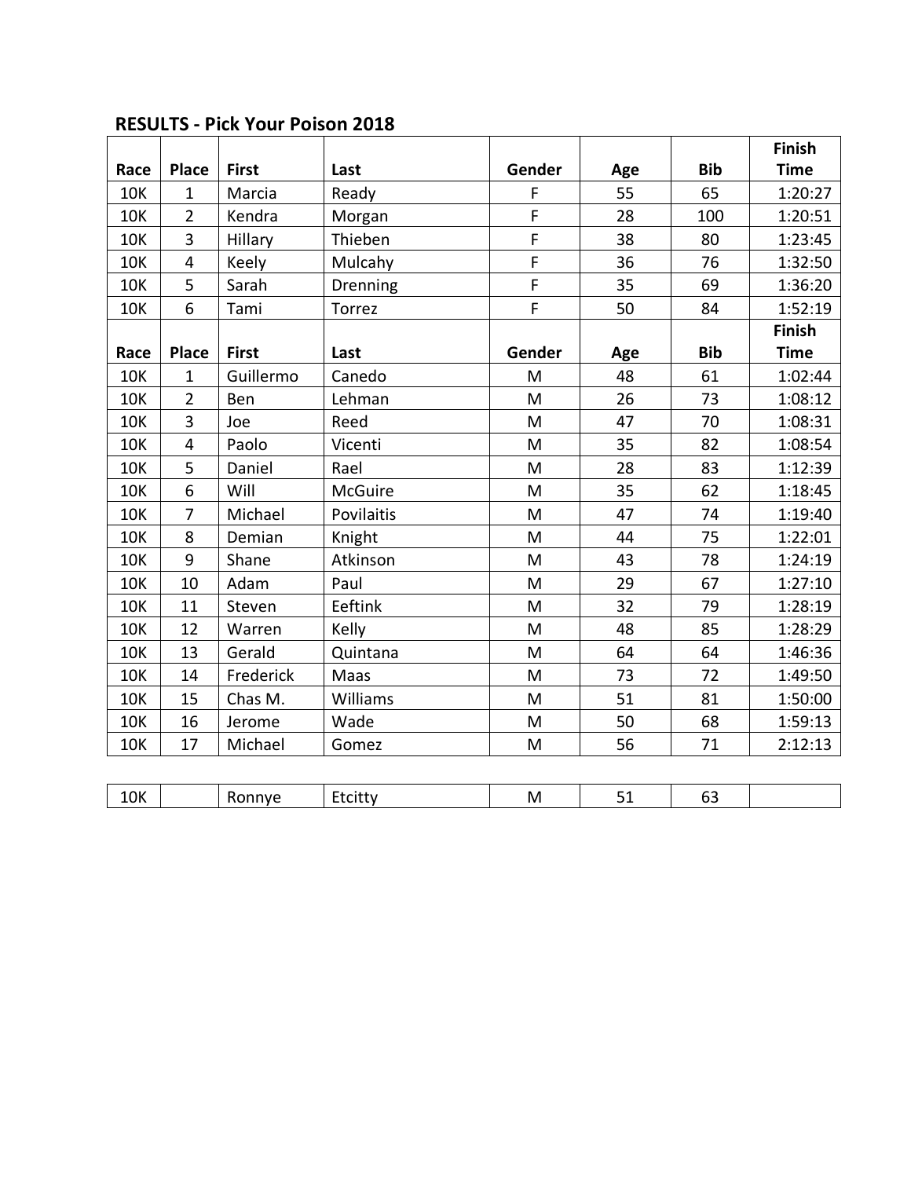**RESULTS - Pick Your Poison 2018**

| Race | Place | First | Last | Gender | Age | Bib | Finish Time |
|---|---|---|---|---|---|---|---|
| 10K | 1 | Marcia | Ready | F | 55 | 65 | 1:20:27 |
| 10K | 2 | Kendra | Morgan | F | 28 | 100 | 1:20:51 |
| 10K | 3 | Hillary | Thieben | F | 38 | 80 | 1:23:45 |
| 10K | 4 | Keely | Mulcahy | F | 36 | 76 | 1:32:50 |
| 10K | 5 | Sarah | Drenning | F | 35 | 69 | 1:36:20 |
| 10K | 6 | Tami | Torrez | F | 50 | 84 | 1:52:19 |
| **Race** | **Place** | **First** | **Last** | **Gender** | **Age** | **Bib** | **Finish Time** |
| 10K | 1 | Guillermo | Canedo | M | 48 | 61 | 1:02:44 |
| 10K | 2 | Ben | Lehman | M | 26 | 73 | 1:08:12 |
| 10K | 3 | Joe | Reed | M | 47 | 70 | 1:08:31 |
| 10K | 4 | Paolo | Vicenti | M | 35 | 82 | 1:08:54 |
| 10K | 5 | Daniel | Rael | M | 28 | 83 | 1:12:39 |
| 10K | 6 | Will | McGuire | M | 35 | 62 | 1:18:45 |
| 10K | 7 | Michael | Povilaitis | M | 47 | 74 | 1:19:40 |
| 10K | 8 | Demian | Knight | M | 44 | 75 | 1:22:01 |
| 10K | 9 | Shane | Atkinson | M | 43 | 78 | 1:24:19 |
| 10K | 10 | Adam | Paul | M | 29 | 67 | 1:27:10 |
| 10K | 11 | Steven | Eeftink | M | 32 | 79 | 1:28:19 |
| 10K | 12 | Warren | Kelly | M | 48 | 85 | 1:28:29 |
| 10K | 13 | Gerald | Quintana | M | 64 | 64 | 1:46:36 |
| 10K | 14 | Frederick | Maas | M | 73 | 72 | 1:49:50 |
| 10K | 15 | Chas M. | Williams | M | 51 | 81 | 1:50:00 |
| 10K | 16 | Jerome | Wade | M | 50 | 68 | 1:59:13 |
| 10K | 17 | Michael | Gomez | M | 56 | 71 | 2:12:13 |

| | | | | | | | |
|---|---|---|---|---|---|---|---|
| 10K | | Ronnye | Etcitty | M | 51 | 63 | |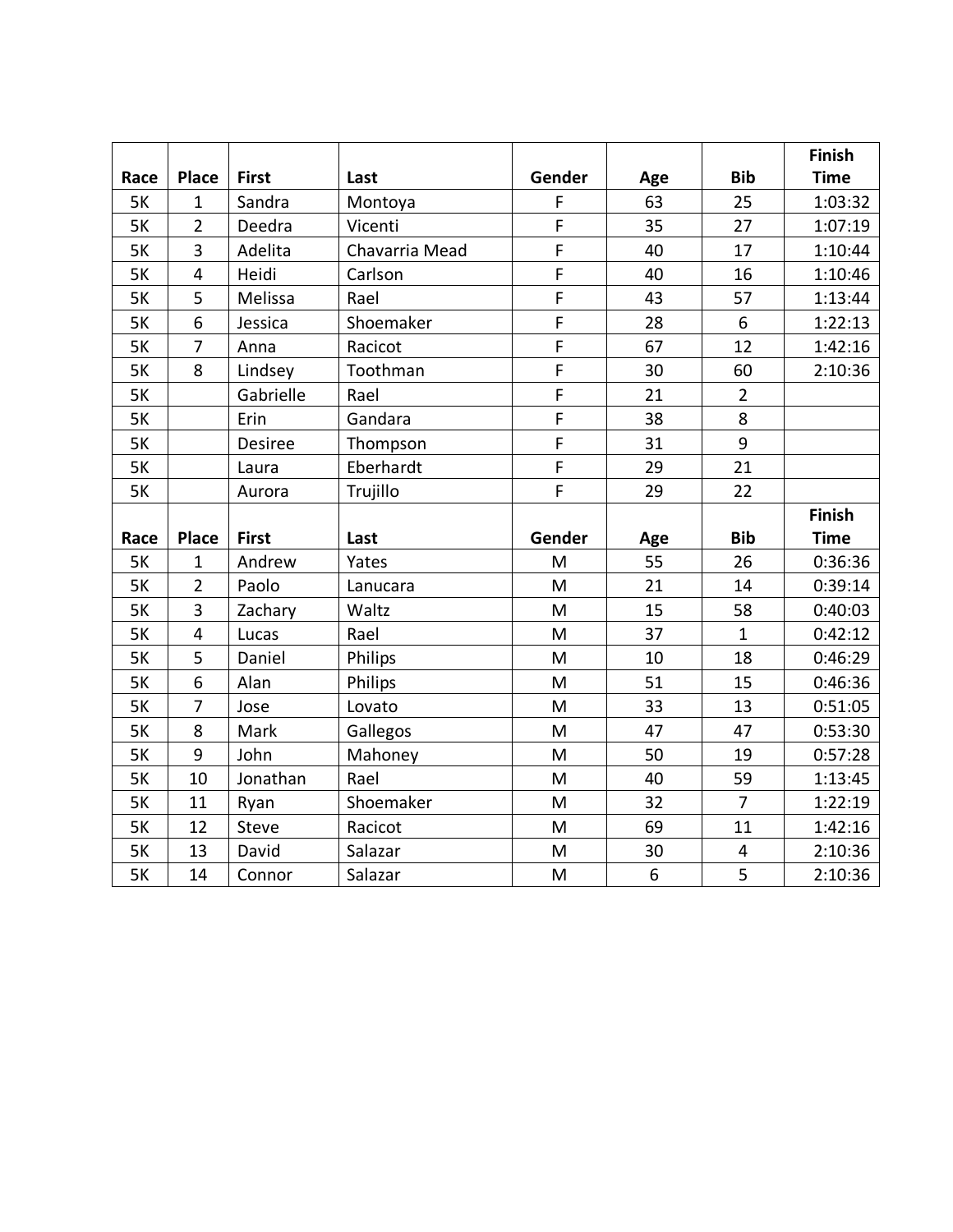| Race | Place | First | Last | Gender | Age | Bib | Finish Time |
|---|---|---|---|---|---|---|---|
| 5K | 1 | Sandra | Montoya | F | 63 | 25 | 1:03:32 |
| 5K | 2 | Deedra | Vicenti | F | 35 | 27 | 1:07:19 |
| 5K | 3 | Adelita | Chavarria Mead | F | 40 | 17 | 1:10:44 |
| 5K | 4 | Heidi | Carlson | F | 40 | 16 | 1:10:46 |
| 5K | 5 | Melissa | Rael | F | 43 | 57 | 1:13:44 |
| 5K | 6 | Jessica | Shoemaker | F | 28 | 6 | 1:22:13 |
| 5K | 7 | Anna | Racicot | F | 67 | 12 | 1:42:16 |
| 5K | 8 | Lindsey | Toothman | F | 30 | 60 | 2:10:36 |
| 5K | | Gabrielle | Rael | F | 21 | 2 | |
| 5K | | Erin | Gandara | F | 38 | 8 | |
| 5K | | Desiree | Thompson | F | 31 | 9 | |
| 5K | | Laura | Eberhardt | F | 29 | 21 | |
| 5K | | Aurora | Trujillo | F | 29 | 22 | |

| Race | Place | First | Last | Gender | Age | Bib | Finish Time |
|---|---|---|---|---|---|---|---|
| 5K | 1 | Andrew | Yates | M | 55 | 26 | 0:36:36 |
| 5K | 2 | Paolo | Lanucara | M | 21 | 14 | 0:39:14 |
| 5K | 3 | Zachary | Waltz | M | 15 | 58 | 0:40:03 |
| 5K | 4 | Lucas | Rael | M | 37 | 1 | 0:42:12 |
| 5K | 5 | Daniel | Philips | M | 10 | 18 | 0:46:29 |
| 5K | 6 | Alan | Philips | M | 51 | 15 | 0:46:36 |
| 5K | 7 | Jose | Lovato | M | 33 | 13 | 0:51:05 |
| 5K | 8 | Mark | Gallegos | M | 47 | 47 | 0:53:30 |
| 5K | 9 | John | Mahoney | M | 50 | 19 | 0:57:28 |
| 5K | 10 | Jonathan | Rael | M | 40 | 59 | 1:13:45 |
| 5K | 11 | Ryan | Shoemaker | M | 32 | 7 | 1:22:19 |
| 5K | 12 | Steve | Racicot | M | 69 | 11 | 1:42:16 |
| 5K | 13 | David | Salazar | M | 30 | 4 | 2:10:36 |
| 5K | 14 | Connor | Salazar | M | 6 | 5 | 2:10:36 |